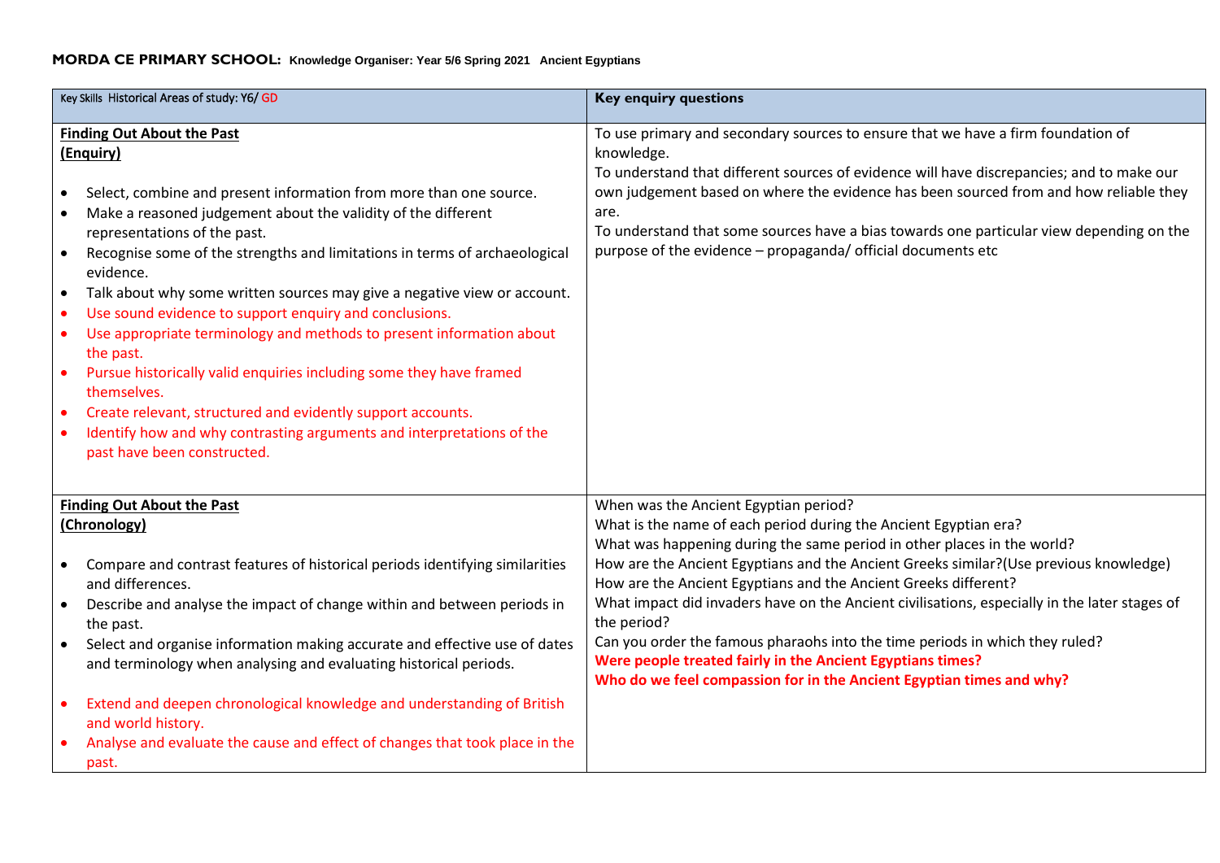**MORDA CE PRIMARY SCHOOL:** **Knowledge Organiser: Year 5/6 Spring 2021 Ancient Egyptians**

| Key Skills Historical Areas of study: Y6/ GD | **Key enquiry questions** |
|---|---|
| **Finding Out About the Past (Enquiry)**<br><br>• Select, combine and present information from more than one source.<br>• Make a reasoned judgement about the validity of the different representations of the past.<br>• Recognise some of the strengths and limitations in terms of archaeological evidence.<br>• Talk about why some written sources may give a negative view or account.<br>• Use sound evidence to support enquiry and conclusions.<br>• Use appropriate terminology and methods to present information about the past.<br>• Pursue historically valid enquiries including some they have framed themselves.<br>• Create relevant, structured and evidently support accounts.<br>• Identify how and why contrasting arguments and interpretations of the past have been constructed. | To use primary and secondary sources to ensure that we have a firm foundation of knowledge.<br>To understand that different sources of evidence will have discrepancies; and to make our own judgement based on where the evidence has been sourced from and how reliable they are.<br>To understand that some sources have a bias towards one particular view depending on the purpose of the evidence – propaganda/ official documents etc |
| **Finding Out About the Past (Chronology)**<br><br>• Compare and contrast features of historical periods identifying similarities and differences.<br>• Describe and analyse the impact of change within and between periods in the past.<br>• Select and organise information making accurate and effective use of dates and terminology when analysing and evaluating historical periods.<br><br>• Extend and deepen chronological knowledge and understanding of British and world history.<br>• Analyse and evaluate the cause and effect of changes that took place in the past. | When was the Ancient Egyptian period?<br>What is the name of each period during the Ancient Egyptian era?<br>What was happening during the same period in other places in the world?<br>How are the Ancient Egyptians and the Ancient Greeks similar?(Use previous knowledge)<br>How are the Ancient Egyptians and the Ancient Greeks different?<br>What impact did invaders have on the Ancient civilisations, especially in the later stages of the period?<br>Can you order the famous pharaohs into the time periods in which they ruled?<br>**Were people treated fairly in the Ancient Egyptians times?**<br>**Who do we feel compassion for in the Ancient Egyptian times and why?** |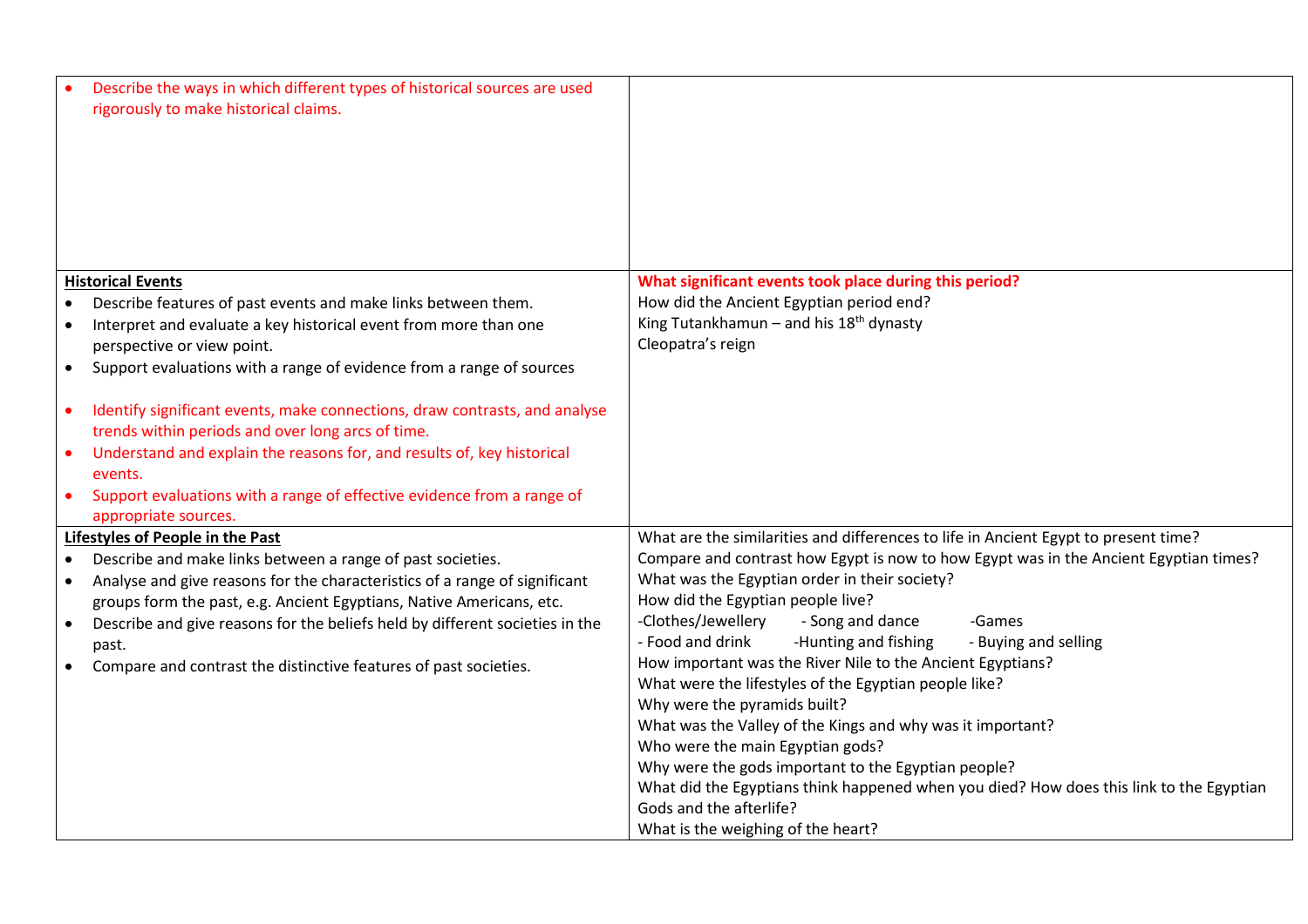| | |
|---|---|
| • Describe the ways in which different types of historical sources are used rigorously to make historical claims. | |
| **Historical Events**<br>• Describe features of past events and make links between them.<br>• Interpret and evaluate a key historical event from more than one perspective or view point.<br>• Support evaluations with a range of evidence from a range of sources<br><br>• Identify significant events, make connections, draw contrasts, and analyse trends within periods and over long arcs of time.<br>• Understand and explain the reasons for, and results of, key historical events.<br>• Support evaluations with a range of effective evidence from a range of appropriate sources. | **What significant events took place during this period?**<br>How did the Ancient Egyptian period end?<br>King Tutankhamun – and his 18th dynasty<br>Cleopatra's reign |
| **Lifestyles of People in the Past**<br>• Describe and make links between a range of past societies.<br>• Analyse and give reasons for the characteristics of a range of significant groups form the past, e.g. Ancient Egyptians, Native Americans, etc.<br>• Describe and give reasons for the beliefs held by different societies in the past.<br>• Compare and contrast the distinctive features of past societies. | What are the similarities and differences to life in Ancient Egypt to present time?<br>Compare and contrast how Egypt is now to how Egypt was in the Ancient Egyptian times?<br>What was the Egyptian order in their society?<br>How did the Egyptian people live?<br>-Clothes/Jewellery - Song and dance -Games<br>- Food and drink -Hunting and fishing - Buying and selling<br>How important was the River Nile to the Ancient Egyptians?<br>What were the lifestyles of the Egyptian people like?<br>Why were the pyramids built?<br>What was the Valley of the Kings and why was it important?<br>Who were the main Egyptian gods?<br>Why were the gods important to the Egyptian people?<br>What did the Egyptians think happened when you died? How does this link to the Egyptian Gods and the afterlife?<br>What is the weighing of the heart? |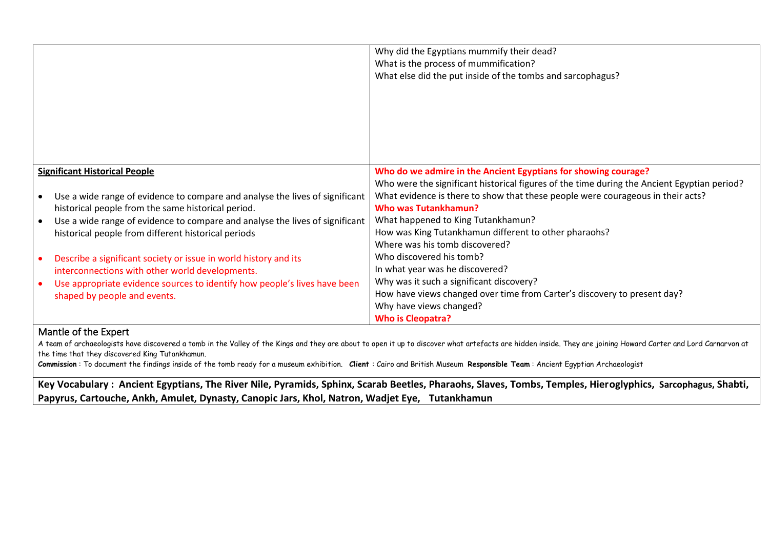| | |
|---|---|
| | Why did the Egyptians mummify their dead?<br>What is the process of mummification?<br>What else did the put inside of the tombs and sarcophagus? |
| **Significant Historical People**<br><br>• Use a wide range of evidence to compare and analyse the lives of significant historical people from the same historical period.<br>• Use a wide range of evidence to compare and analyse the lives of significant historical people from different historical periods<br><br>• Describe a significant society or issue in world history and its interconnections with other world developments.<br>• Use appropriate evidence sources to identify how people's lives have been shaped by people and events. | **Who do we admire in the Ancient Egyptians for showing courage?**<br>Who were the significant historical figures of the time during the Ancient Egyptian period?<br>What evidence is there to show that these people were courageous in their acts?<br>**Who was Tutankhamun?**<br>What happened to King Tutankhamun?<br>How was King Tutankhamun different to other pharaohs?<br>Where was his tomb discovered?<br>Who discovered his tomb?<br>In what year was he discovered?<br>Why was it such a significant discovery?<br>How have views changed over time from Carter's discovery to present day?<br>Why have views changed?<br>**Who is Cleopatra?** |

## Mantle of the Expert

A team of archaeologists have discovered a tomb in the Valley of the Kings and they are about to open it up to discover what artefacts are hidden inside. They are joining Howard Carter and Lord Carnarvon at the time that they discovered King Tutankhamun.

**Commission** : To document the findings inside of the tomb ready for a museum exhibition. **Client** : Cairo and British Museum **Responsible Team** : Ancient Egyptian Archaeologist

**Key Vocabulary : Ancient Egyptians, The River Nile, Pyramids, Sphinx, Scarab Beetles, Pharaohs, Slaves, Tombs, Temples, Hieroglyphics, Sarcophagus, Shabti, Papyrus, Cartouche, Ankh, Amulet, Dynasty, Canopic Jars, Khol, Natron, Wadjet Eye, Tutankhamun**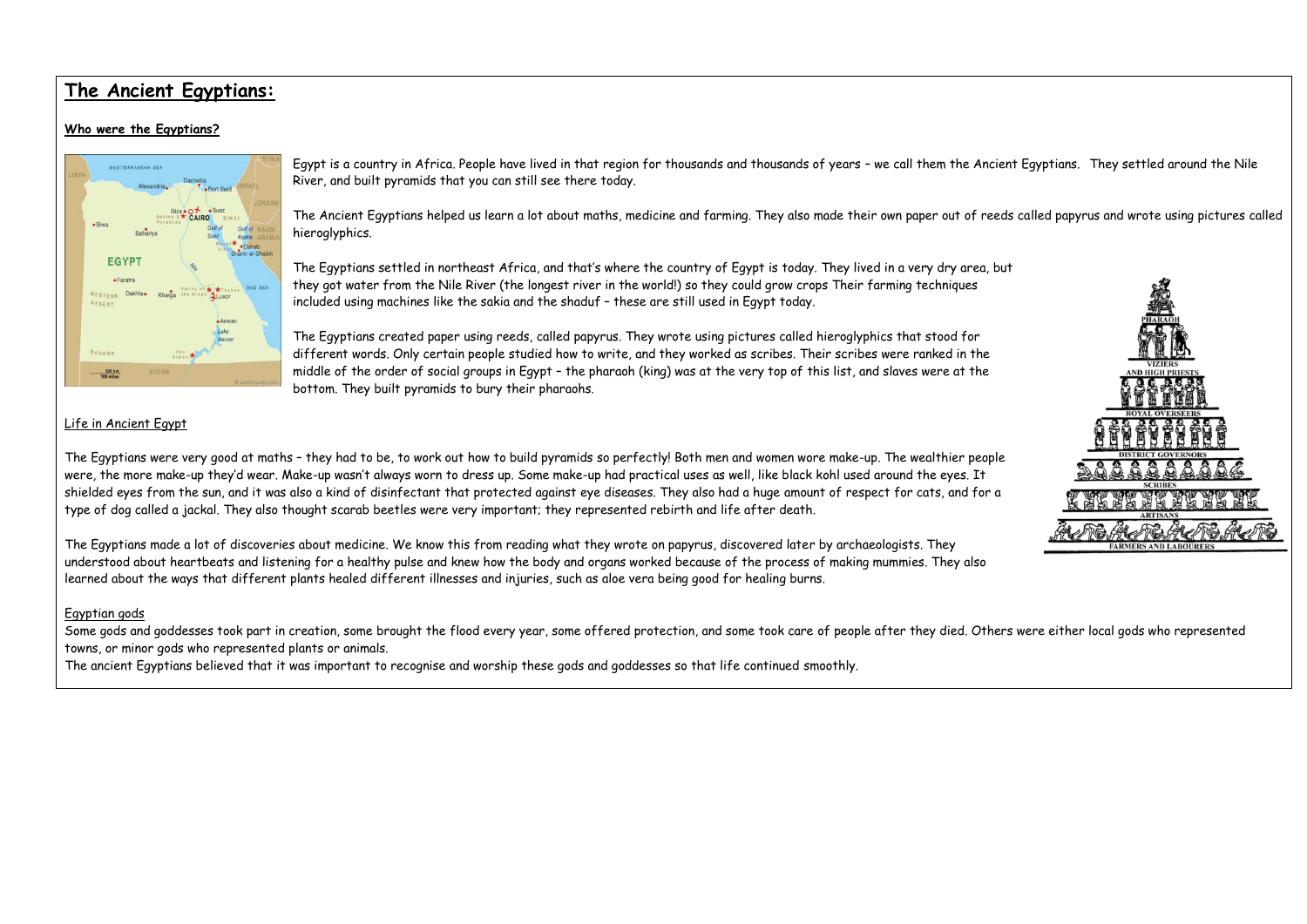# The Ancient Egyptians:

**Who were the Egyptians?**

Egypt is a country in Africa. People have lived in that region for thousands and thousands of years – we call them the Ancient Egyptians. They settled around the Nile River, and built pyramids that you can still see there today.

The Ancient Egyptians helped us learn a lot about maths, medicine and farming. They also made their own paper out of reeds called papyrus and wrote using pictures called hieroglyphics.

The Egyptians settled in northeast Africa, and that's where the country of Egypt is today. They lived in a very dry area, but they got water from the Nile River (the longest river in the world!) so they could grow crops Their farming techniques included using machines like the sakia and the shaduf – these are still used in Egypt today.

The Egyptians created paper using reeds, called papyrus. They wrote using pictures called hieroglyphics that stood for different words. Only certain people studied how to write, and they worked as scribes. Their scribes were ranked in the middle of the order of social groups in Egypt – the pharaoh (king) was at the very top of this list, and slaves were at the bottom. They built pyramids to bury their pharaohs.

Life in Ancient Egypt

The Egyptians were very good at maths – they had to be, to work out how to build pyramids so perfectly! Both men and women wore make-up. The wealthier people were, the more make-up they'd wear. Make-up wasn't always worn to dress up. Some make-up had practical uses as well, like black kohl used around the eyes. It shielded eyes from the sun, and it was also a kind of disinfectant that protected against eye diseases. They also had a huge amount of respect for cats, and for a type of dog called a jackal. They also thought scarab beetles were very important; they represented rebirth and life after death.

The Egyptians made a lot of discoveries about medicine. We know this from reading what they wrote on papyrus, discovered later by archaeologists. They understood about heartbeats and listening for a healthy pulse and knew how the body and organs worked because of the process of making mummies. They also learned about the ways that different plants healed different illnesses and injuries, such as aloe vera being good for healing burns.

PHARAOH
VIZIERS AND HIGH PRIESTS
ROYAL OVERSEERS
DISTRICT GOVERNORS
SCRIBES
ARTISANS
FARMERS AND LABOURERS

Egyptian gods

Some gods and goddesses took part in creation, some brought the flood every year, some offered protection, and some took care of people after they died. Others were either local gods who represented towns, or minor gods who represented plants or animals.

The ancient Egyptians believed that it was important to recognise and worship these gods and goddesses so that life continued smoothly.